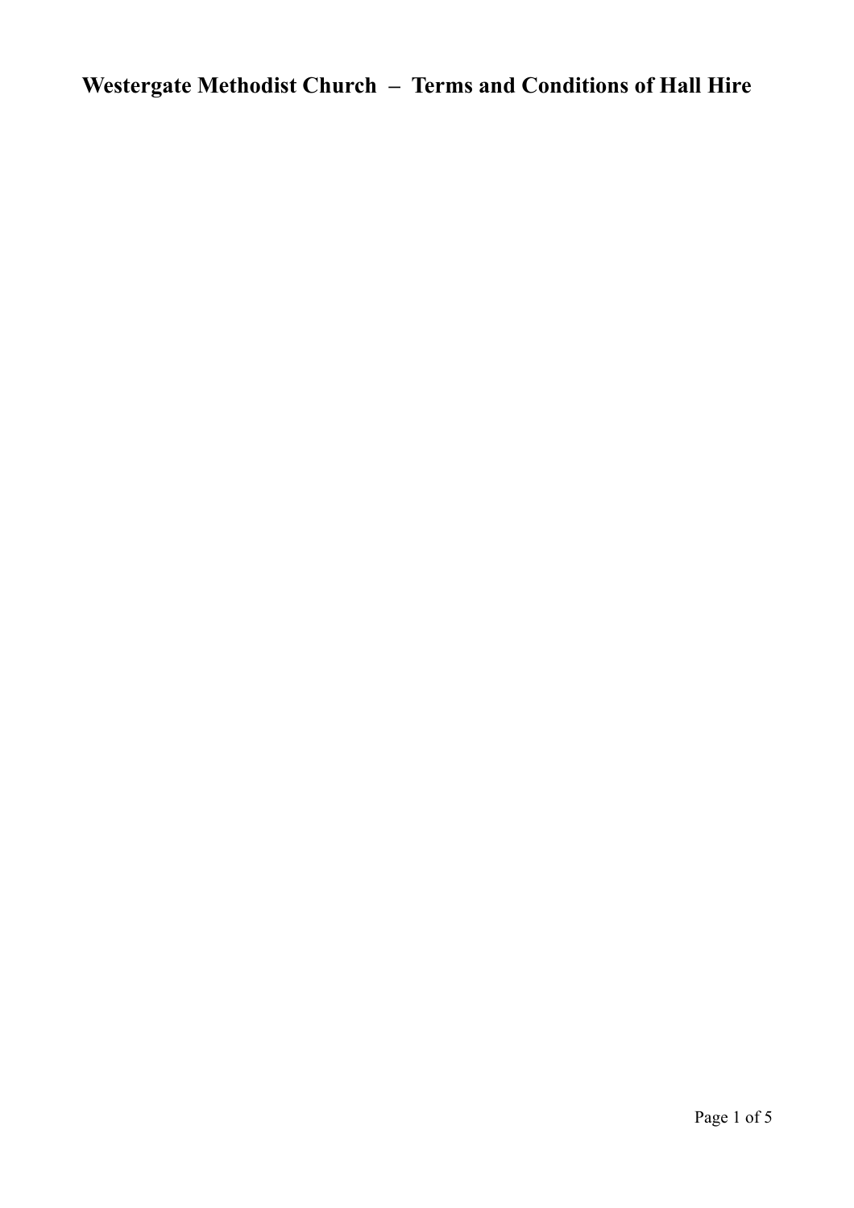# Westergate Methodist Church – Terms and Conditions of Hall Hire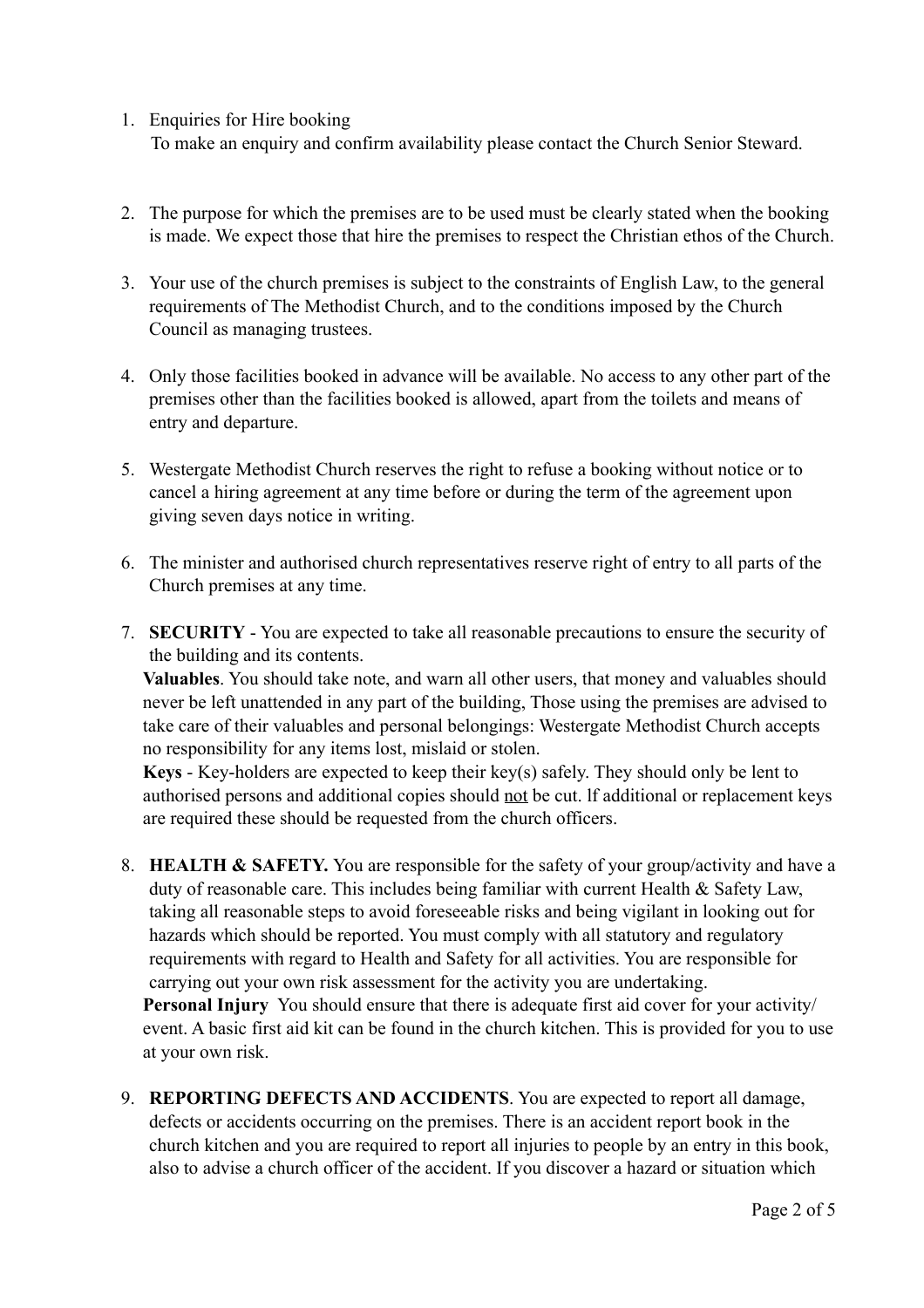1. Enquiries for Hire booking
   To make an enquiry and confirm availability please contact the Church Senior Steward.

2. The purpose for which the premises are to be used must be clearly stated when the booking is made. We expect those that hire the premises to respect the Christian ethos of the Church.

3. Your use of the church premises is subject to the constraints of English Law, to the general requirements of The Methodist Church, and to the conditions imposed by the Church Council as managing trustees.

4. Only those facilities booked in advance will be available. No access to any other part of the premises other than the facilities booked is allowed, apart from the toilets and means of entry and departure.

5. Westergate Methodist Church reserves the right to refuse a booking without notice or to cancel a hiring agreement at any time before or during the term of the agreement upon giving seven days notice in writing.

6. The minister and authorised church representatives reserve right of entry to all parts of the Church premises at any time.

7. **SECURITY** - You are expected to take all reasonable precautions to ensure the security of the building and its contents.
   **Valuables**. You should take note, and warn all other users, that money and valuables should never be left unattended in any part of the building, Those using the premises are advised to take care of their valuables and personal belongings: Westergate Methodist Church accepts no responsibility for any items lost, mislaid or stolen.
   **Keys** - Key-holders are expected to keep their key(s) safely. They should only be lent to authorised persons and additional copies should <u>not</u> be cut. lf additional or replacement keys are required these should be requested from the church officers.

8. **HEALTH & SAFETY.** You are responsible for the safety of your group/activity and have a duty of reasonable care. This includes being familiar with current Health & Safety Law, taking all reasonable steps to avoid foreseeable risks and being vigilant in looking out for hazards which should be reported. You must comply with all statutory and regulatory requirements with regard to Health and Safety for all activities. You are responsible for carrying out your own risk assessment for the activity you are undertaking.
   **Personal Injury** You should ensure that there is adequate first aid cover for your activity/ event. A basic first aid kit can be found in the church kitchen. This is provided for you to use at your own risk.

9. **REPORTING DEFECTS AND ACCIDENTS**. You are expected to report all damage, defects or accidents occurring on the premises. There is an accident report book in the church kitchen and you are required to report all injuries to people by an entry in this book, also to advise a church officer of the accident. If you discover a hazard or situation which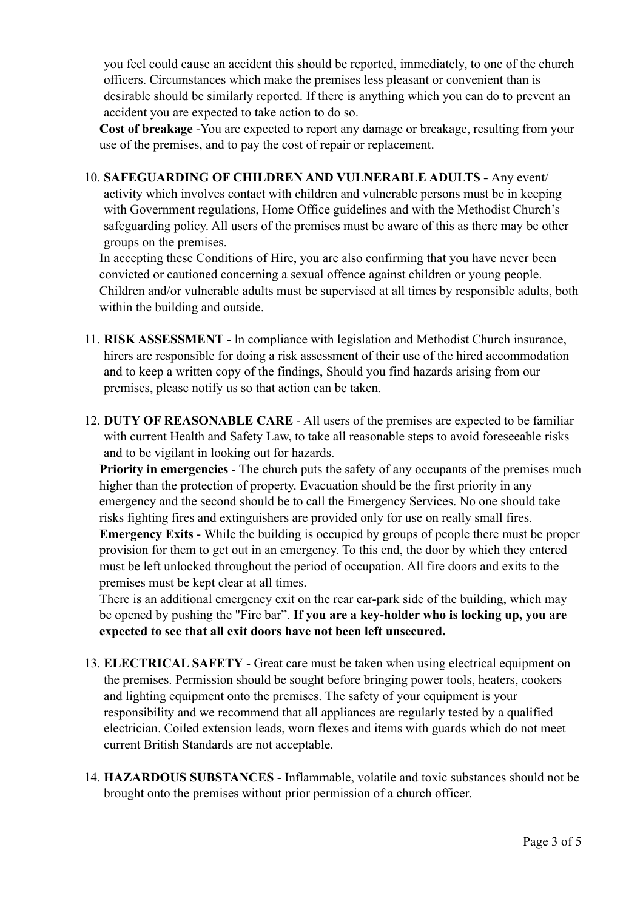you feel could cause an accident this should be reported, immediately, to one of the church officers. Circumstances which make the premises less pleasant or convenient than is desirable should be similarly reported. If there is anything which you can do to prevent an accident you are expected to take action to do so.

**Cost of breakage** -You are expected to report any damage or breakage, resulting from your use of the premises, and to pay the cost of repair or replacement.

10. **SAFEGUARDING OF CHILDREN AND VULNERABLE ADULTS -** Any event/ activity which involves contact with children and vulnerable persons must be in keeping with Government regulations, Home Office guidelines and with the Methodist Church's safeguarding policy. All users of the premises must be aware of this as there may be other groups on the premises.

    In accepting these Conditions of Hire, you are also confirming that you have never been convicted or cautioned concerning a sexual offence against children or young people. Children and/or vulnerable adults must be supervised at all times by responsible adults, both within the building and outside.

11. **RISK ASSESSMENT** - ln compliance with legislation and Methodist Church insurance, hirers are responsible for doing a risk assessment of their use of the hired accommodation and to keep a written copy of the findings, Should you find hazards arising from our premises, please notify us so that action can be taken.

12. **DUTY OF REASONABLE CARE** - All users of the premises are expected to be familiar with current Health and Safety Law, to take all reasonable steps to avoid foreseeable risks and to be vigilant in looking out for hazards.

    **Priority in emergencies** - The church puts the safety of any occupants of the premises much higher than the protection of property. Evacuation should be the first priority in any emergency and the second should be to call the Emergency Services. No one should take risks fighting fires and extinguishers are provided only for use on really small fires.

    **Emergency Exits** - While the building is occupied by groups of people there must be proper provision for them to get out in an emergency. To this end, the door by which they entered must be left unlocked throughout the period of occupation. All fire doors and exits to the premises must be kept clear at all times.

    There is an additional emergency exit on the rear car-park side of the building, which may be opened by pushing the "Fire bar". **If you are a key-holder who is locking up, you are expected to see that all exit doors have not been left unsecured.**

13. **ELECTRICAL SAFETY** - Great care must be taken when using electrical equipment on the premises. Permission should be sought before bringing power tools, heaters, cookers and lighting equipment onto the premises. The safety of your equipment is your responsibility and we recommend that all appliances are regularly tested by a qualified electrician. Coiled extension leads, worn flexes and items with guards which do not meet current British Standards are not acceptable.

14. **HAZARDOUS SUBSTANCES** - Inflammable, volatile and toxic substances should not be brought onto the premises without prior permission of a church officer.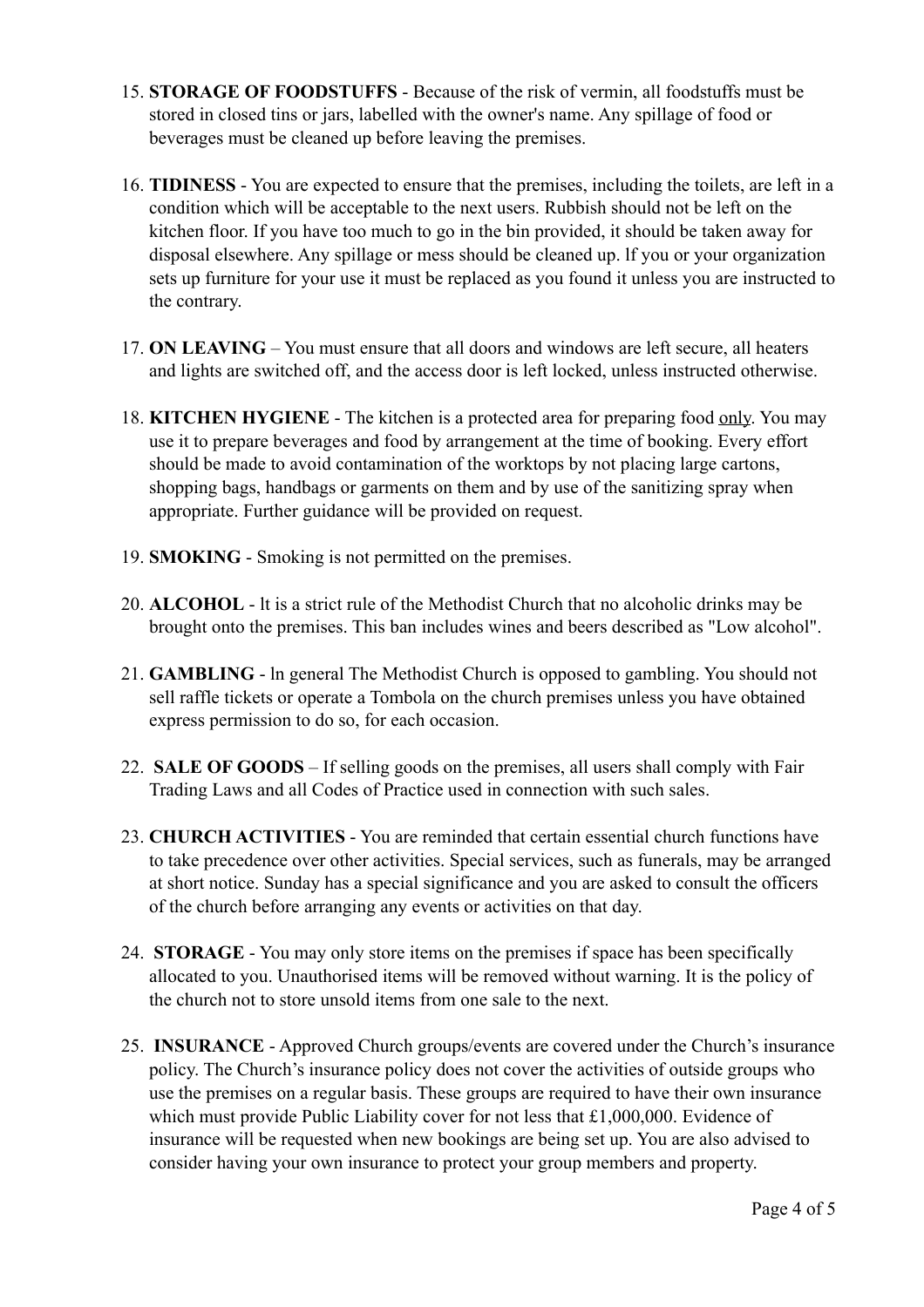15. **STORAGE OF FOODSTUFFS** - Because of the risk of vermin, all foodstuffs must be stored in closed tins or jars, labelled with the owner's name. Any spillage of food or beverages must be cleaned up before leaving the premises.

16. **TIDINESS** - You are expected to ensure that the premises, including the toilets, are left in a condition which will be acceptable to the next users. Rubbish should not be left on the kitchen floor. If you have too much to go in the bin provided, it should be taken away for disposal elsewhere. Any spillage or mess should be cleaned up. lf you or your organization sets up furniture for your use it must be replaced as you found it unless you are instructed to the contrary.

17. **ON LEAVING** – You must ensure that all doors and windows are left secure, all heaters and lights are switched off, and the access door is left locked, unless instructed otherwise.

18. **KITCHEN HYGIENE** - The kitchen is a protected area for preparing food <u>only</u>. You may use it to prepare beverages and food by arrangement at the time of booking. Every effort should be made to avoid contamination of the worktops by not placing large cartons, shopping bags, handbags or garments on them and by use of the sanitizing spray when appropriate. Further guidance will be provided on request.

19. **SMOKING** - Smoking is not permitted on the premises.

20. **ALCOHOL** - lt is a strict rule of the Methodist Church that no alcoholic drinks may be brought onto the premises. This ban includes wines and beers described as "Low alcohol".

21. **GAMBLING** - ln general The Methodist Church is opposed to gambling. You should not sell raffle tickets or operate a Tombola on the church premises unless you have obtained express permission to do so, for each occasion.

22. **SALE OF GOODS** – If selling goods on the premises, all users shall comply with Fair Trading Laws and all Codes of Practice used in connection with such sales.

23. **CHURCH ACTIVITIES** - You are reminded that certain essential church functions have to take precedence over other activities. Special services, such as funerals, may be arranged at short notice. Sunday has a special significance and you are asked to consult the officers of the church before arranging any events or activities on that day.

24. **STORAGE** - You may only store items on the premises if space has been specifically allocated to you. Unauthorised items will be removed without warning. It is the policy of the church not to store unsold items from one sale to the next.

25. **INSURANCE** - Approved Church groups/events are covered under the Church's insurance policy. The Church's insurance policy does not cover the activities of outside groups who use the premises on a regular basis. These groups are required to have their own insurance which must provide Public Liability cover for not less that £1,000,000. Evidence of insurance will be requested when new bookings are being set up. You are also advised to consider having your own insurance to protect your group members and property.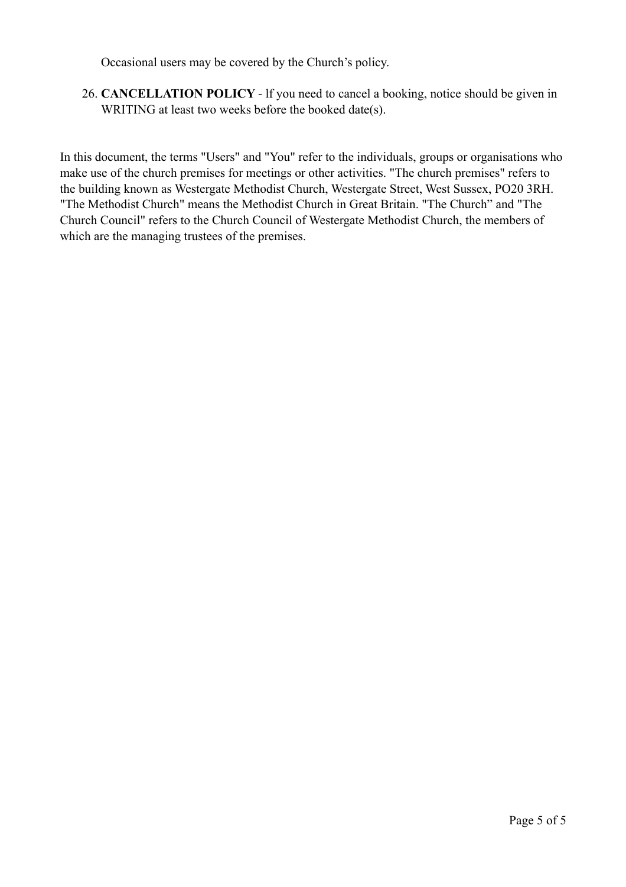Occasional users may be covered by the Church's policy.

26. **CANCELLATION POLICY** - If you need to cancel a booking, notice should be given in WRITING at least two weeks before the booked date(s).

In this document, the terms "Users" and "You" refer to the individuals, groups or organisations who make use of the church premises for meetings or other activities. "The church premises" refers to the building known as Westergate Methodist Church, Westergate Street, West Sussex, PO20 3RH. "The Methodist Church" means the Methodist Church in Great Britain. "The Church" and "The Church Council" refers to the Church Council of Westergate Methodist Church, the members of which are the managing trustees of the premises.